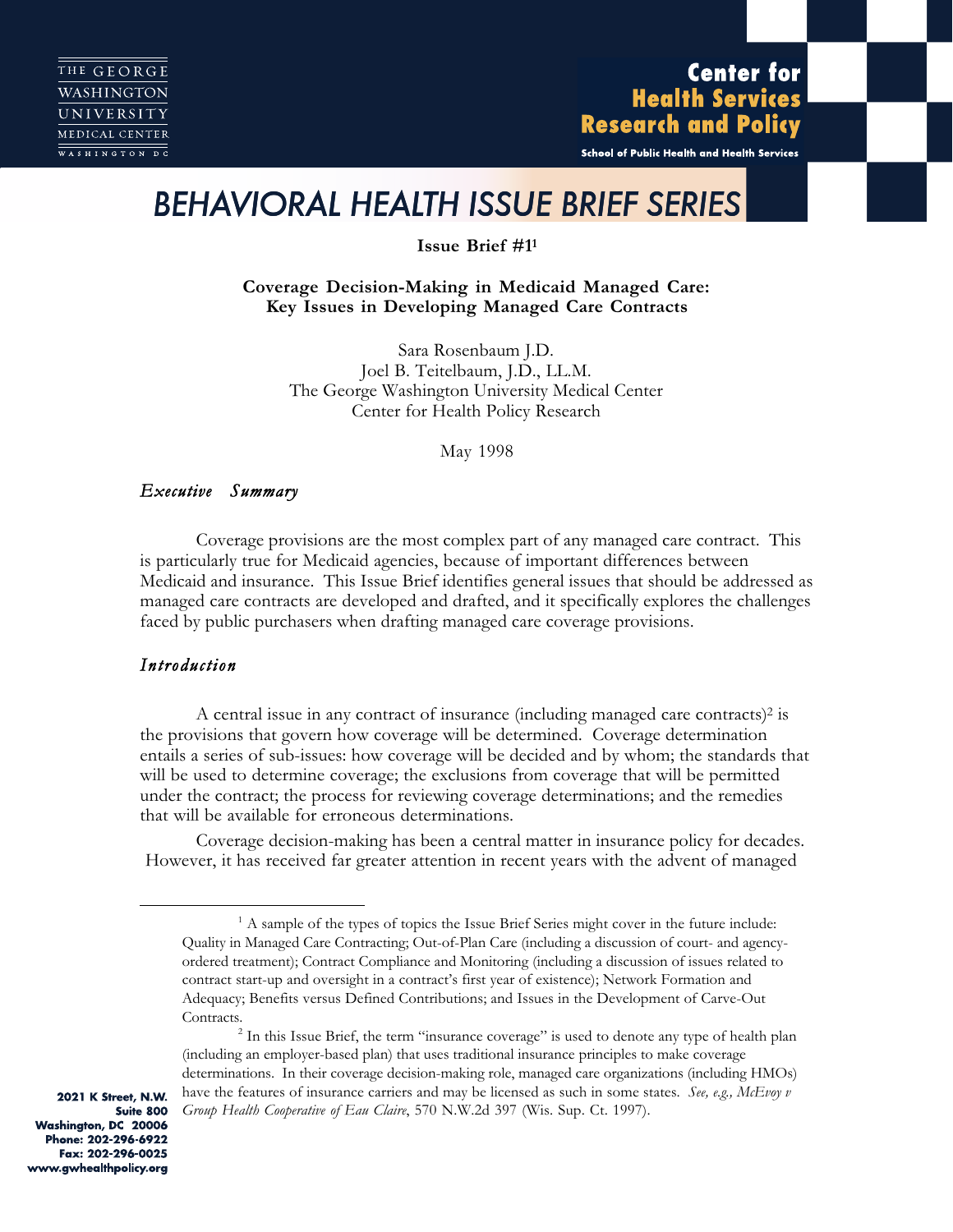THE GEORGE WASHINGTON UNIVERSITY MEDICAL CENTER
WASHINGTON DC

**Center for Health Services Research and Policy**
**School of Public Health and Health Services**

# BEHAVIORAL HEALTH ISSUE BRIEF SERIES

**Issue Brief #1[1]**

**Coverage Decision-Making in Medicaid Managed Care: Key Issues in Developing Managed Care Contracts**

Sara Rosenbaum J.D.
Joel B. Teitelbaum, J.D., LL.M.
The George Washington University Medical Center
Center for Health Policy Research

May 1998

## *Executive Summary*

Coverage provisions are the most complex part of any managed care contract. This is particularly true for Medicaid agencies, because of important differences between Medicaid and insurance. This Issue Brief identifies general issues that should be addressed as managed care contracts are developed and drafted, and it specifically explores the challenges faced by public purchasers when drafting managed care coverage provisions.

## *Introduction*

A central issue in any contract of insurance (including managed care contracts)[2] is the provisions that govern how coverage will be determined. Coverage determination entails a series of sub-issues: how coverage will be decided and by whom; the standards that will be used to determine coverage; the exclusions from coverage that will be permitted under the contract; the process for reviewing coverage determinations; and the remedies that will be available for erroneous determinations.

Coverage decision-making has been a central matter in insurance policy for decades. However, it has received far greater attention in recent years with the advent of managed

---

[1] A sample of the types of topics the Issue Brief Series might cover in the future include: Quality in Managed Care Contracting; Out-of-Plan Care (including a discussion of court- and agency-ordered treatment); Contract Compliance and Monitoring (including a discussion of issues related to contract start-up and oversight in a contract's first year of existence); Network Formation and Adequacy; Benefits versus Defined Contributions; and Issues in the Development of Carve-Out Contracts.

[2] In this Issue Brief, the term "insurance coverage" is used to denote any type of health plan (including an employer-based plan) that uses traditional insurance principles to make coverage determinations. In their coverage decision-making role, managed care organizations (including HMOs) have the features of insurance carriers and may be licensed as such in some states. *See, e.g., McEvoy v Group Health Cooperative of Eau Claire*, 570 N.W.2d 397 (Wis. Sup. Ct. 1997).

**2021 K Street, N.W.**
**Suite 800**
**Washington, DC 20006**
**Phone: 202-296-6922**
**Fax: 202-296-0025**
**www.gwhealthpolicy.org**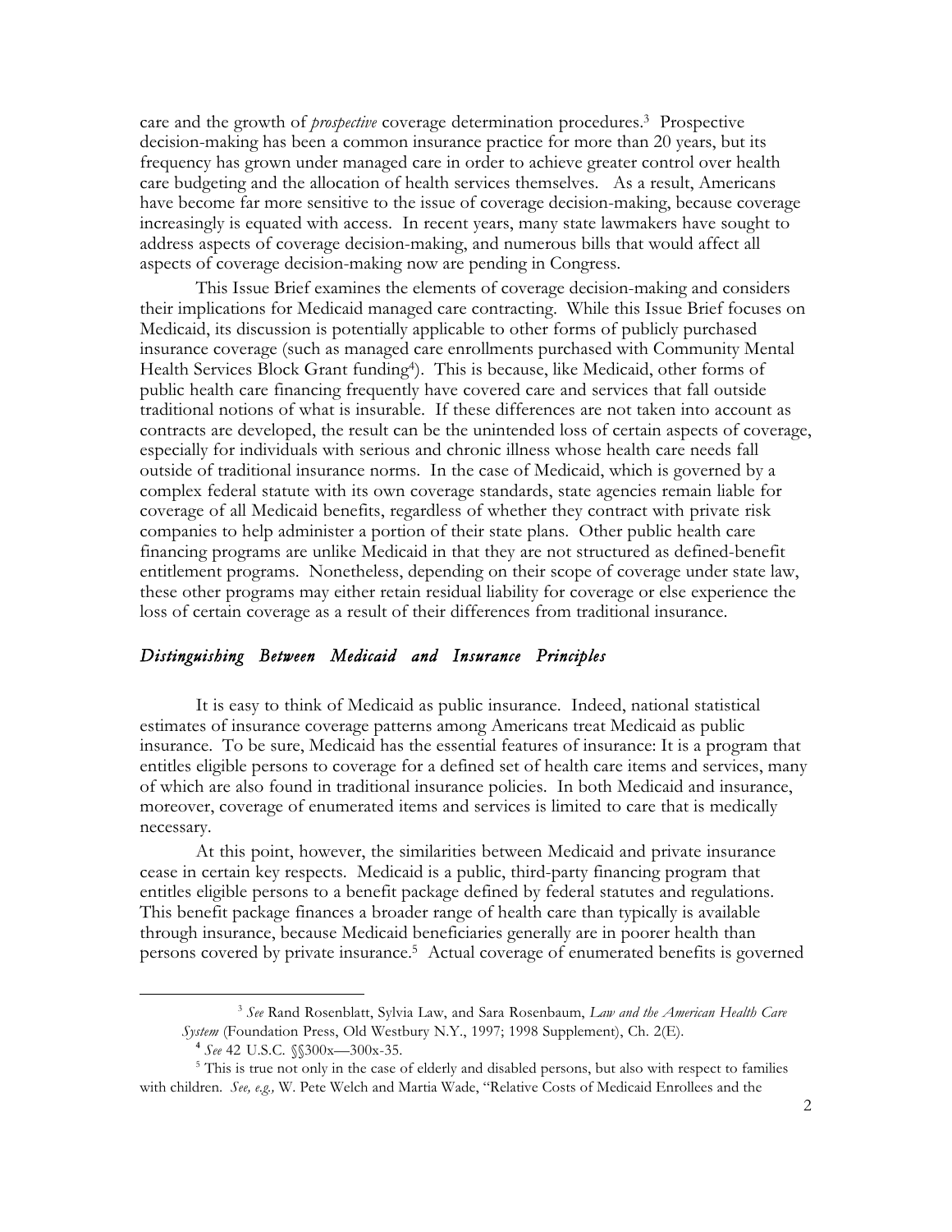care and the growth of *prospective* coverage determination procedures.[3] Prospective decision-making has been a common insurance practice for more than 20 years, but its frequency has grown under managed care in order to achieve greater control over health care budgeting and the allocation of health services themselves. As a result, Americans have become far more sensitive to the issue of coverage decision-making, because coverage increasingly is equated with access. In recent years, many state lawmakers have sought to address aspects of coverage decision-making, and numerous bills that would affect all aspects of coverage decision-making now are pending in Congress.

This Issue Brief examines the elements of coverage decision-making and considers their implications for Medicaid managed care contracting. While this Issue Brief focuses on Medicaid, its discussion is potentially applicable to other forms of publicly purchased insurance coverage (such as managed care enrollments purchased with Community Mental Health Services Block Grant funding[4]). This is because, like Medicaid, other forms of public health care financing frequently have covered care and services that fall outside traditional notions of what is insurable. If these differences are not taken into account as contracts are developed, the result can be the unintended loss of certain aspects of coverage, especially for individuals with serious and chronic illness whose health care needs fall outside of traditional insurance norms. In the case of Medicaid, which is governed by a complex federal statute with its own coverage standards, state agencies remain liable for coverage of all Medicaid benefits, regardless of whether they contract with private risk companies to help administer a portion of their state plans. Other public health care financing programs are unlike Medicaid in that they are not structured as defined-benefit entitlement programs. Nonetheless, depending on their scope of coverage under state law, these other programs may either retain residual liability for coverage or else experience the loss of certain coverage as a result of their differences from traditional insurance.

## *Distinguishing Between Medicaid and Insurance Principles*

It is easy to think of Medicaid as public insurance. Indeed, national statistical estimates of insurance coverage patterns among Americans treat Medicaid as public insurance. To be sure, Medicaid has the essential features of insurance: It is a program that entitles eligible persons to coverage for a defined set of health care items and services, many of which are also found in traditional insurance policies. In both Medicaid and insurance, moreover, coverage of enumerated items and services is limited to care that is medically necessary.

At this point, however, the similarities between Medicaid and private insurance cease in certain key respects. Medicaid is a public, third-party financing program that entitles eligible persons to a benefit package defined by federal statutes and regulations. This benefit package finances a broader range of health care than typically is available through insurance, because Medicaid beneficiaries generally are in poorer health than persons covered by private insurance.[5] Actual coverage of enumerated benefits is governed

---

[3] *See* Rand Rosenblatt, Sylvia Law, and Sara Rosenbaum, *Law and the American Health Care System* (Foundation Press, Old Westbury N.Y., 1997; 1998 Supplement), Ch. 2(E).

[4] *See* 42 U.S.C. §§300x—300x-35.

[5] This is true not only in the case of elderly and disabled persons, but also with respect to families with children. *See, e.g.,* W. Pete Welch and Martia Wade, "Relative Costs of Medicaid Enrollees and the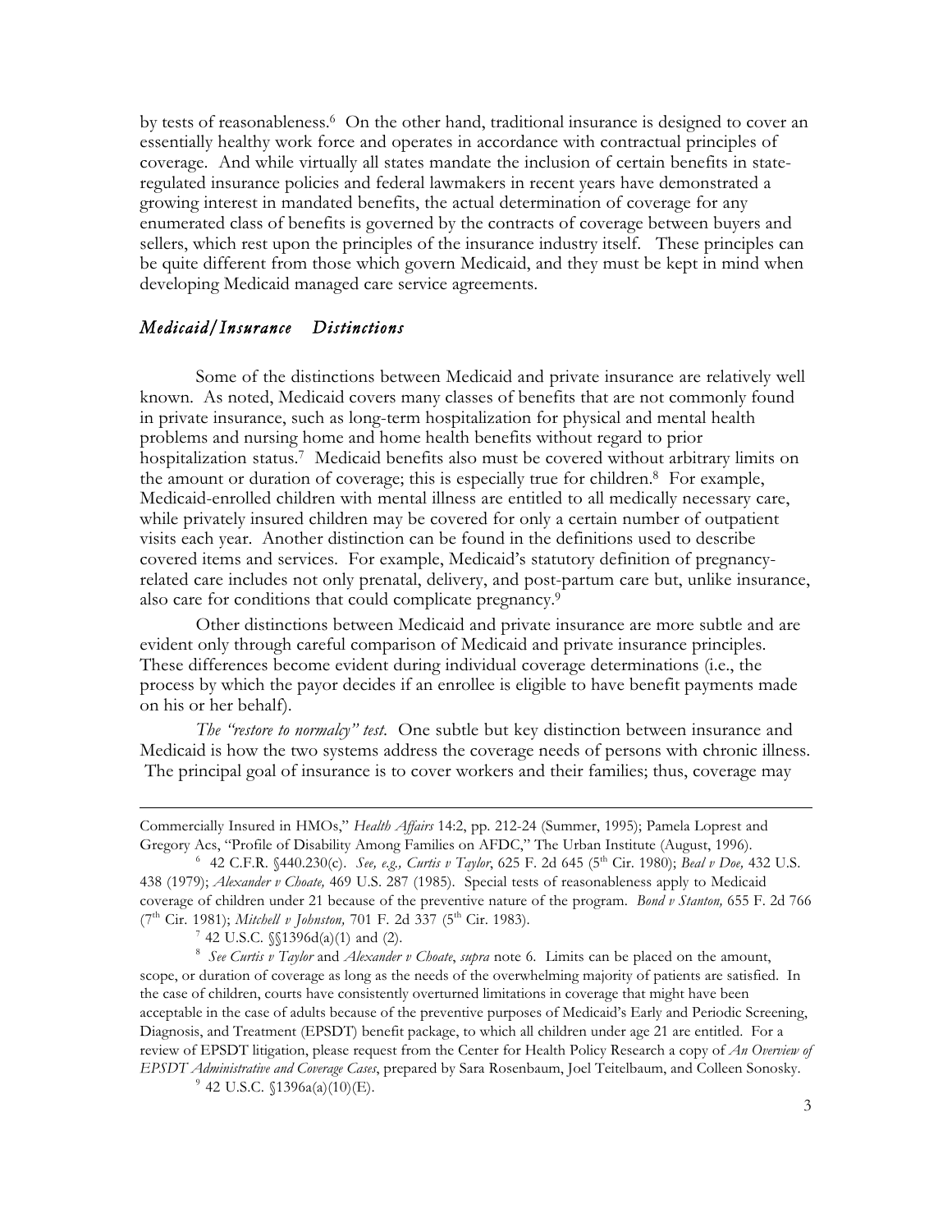by tests of reasonableness.[6] On the other hand, traditional insurance is designed to cover an essentially healthy work force and operates in accordance with contractual principles of coverage. And while virtually all states mandate the inclusion of certain benefits in state-regulated insurance policies and federal lawmakers in recent years have demonstrated a growing interest in mandated benefits, the actual determination of coverage for any enumerated class of benefits is governed by the contracts of coverage between buyers and sellers, which rest upon the principles of the insurance industry itself. These principles can be quite different from those which govern Medicaid, and they must be kept in mind when developing Medicaid managed care service agreements.

### *Medicaid/Insurance Distinctions*

Some of the distinctions between Medicaid and private insurance are relatively well known. As noted, Medicaid covers many classes of benefits that are not commonly found in private insurance, such as long-term hospitalization for physical and mental health problems and nursing home and home health benefits without regard to prior hospitalization status.[7] Medicaid benefits also must be covered without arbitrary limits on the amount or duration of coverage; this is especially true for children.[8] For example, Medicaid-enrolled children with mental illness are entitled to all medically necessary care, while privately insured children may be covered for only a certain number of outpatient visits each year. Another distinction can be found in the definitions used to describe covered items and services. For example, Medicaid's statutory definition of pregnancy-related care includes not only prenatal, delivery, and post-partum care but, unlike insurance, also care for conditions that could complicate pregnancy.[9]

Other distinctions between Medicaid and private insurance are more subtle and are evident only through careful comparison of Medicaid and private insurance principles. These differences become evident during individual coverage determinations (i.e., the process by which the payor decides if an enrollee is eligible to have benefit payments made on his or her behalf).

*The "restore to normalcy" test.* One subtle but key distinction between insurance and Medicaid is how the two systems address the coverage needs of persons with chronic illness. The principal goal of insurance is to cover workers and their families; thus, coverage may

---

Commercially Insured in HMOs," *Health Affairs* 14:2, pp. 212-24 (Summer, 1995); Pamela Loprest and Gregory Acs, "Profile of Disability Among Families on AFDC," The Urban Institute (August, 1996).

[6] 42 C.F.R. §440.230(c). *See, e.g., Curtis v Taylor*, 625 F. 2d 645 (5th Cir. 1980); *Beal v Doe,* 432 U.S. 438 (1979); *Alexander v Choate,* 469 U.S. 287 (1985). Special tests of reasonableness apply to Medicaid coverage of children under 21 because of the preventive nature of the program. *Bond v Stanton,* 655 F. 2d 766 (7th Cir. 1981); *Mitchell v Johnston,* 701 F. 2d 337 (5th Cir. 1983).

[7] 42 U.S.C. §§1396d(a)(1) and (2).

[8] *See Curtis v Taylor* and *Alexander v Choate*, *supra* note 6. Limits can be placed on the amount, scope, or duration of coverage as long as the needs of the overwhelming majority of patients are satisfied. In the case of children, courts have consistently overturned limitations in coverage that might have been acceptable in the case of adults because of the preventive purposes of Medicaid's Early and Periodic Screening, Diagnosis, and Treatment (EPSDT) benefit package, to which all children under age 21 are entitled. For a review of EPSDT litigation, please request from the Center for Health Policy Research a copy of *An Overview of EPSDT Administrative and Coverage Cases*, prepared by Sara Rosenbaum, Joel Teitelbaum, and Colleen Sonosky.

[9] 42 U.S.C. §1396a(a)(10)(E).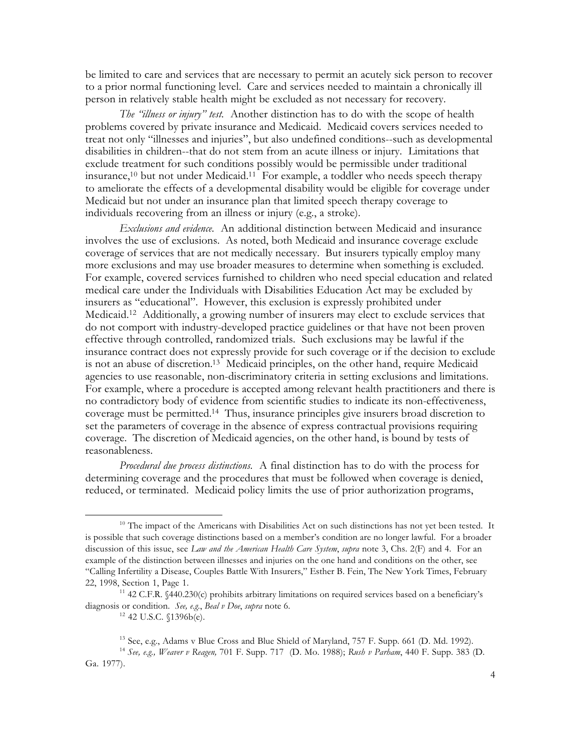be limited to care and services that are necessary to permit an acutely sick person to recover to a prior normal functioning level. Care and services needed to maintain a chronically ill person in relatively stable health might be excluded as not necessary for recovery.

*The "illness or injury" test.* Another distinction has to do with the scope of health problems covered by private insurance and Medicaid. Medicaid covers services needed to treat not only "illnesses and injuries", but also undefined conditions--such as developmental disabilities in children--that do not stem from an acute illness or injury. Limitations that exclude treatment for such conditions possibly would be permissible under traditional insurance,[10] but not under Medicaid.[11] For example, a toddler who needs speech therapy to ameliorate the effects of a developmental disability would be eligible for coverage under Medicaid but not under an insurance plan that limited speech therapy coverage to individuals recovering from an illness or injury (e.g., a stroke).

*Exclusions and evidence.* An additional distinction between Medicaid and insurance involves the use of exclusions. As noted, both Medicaid and insurance coverage exclude coverage of services that are not medically necessary. But insurers typically employ many more exclusions and may use broader measures to determine when something is excluded. For example, covered services furnished to children who need special education and related medical care under the Individuals with Disabilities Education Act may be excluded by insurers as "educational". However, this exclusion is expressly prohibited under Medicaid.[12] Additionally, a growing number of insurers may elect to exclude services that do not comport with industry-developed practice guidelines or that have not been proven effective through controlled, randomized trials. Such exclusions may be lawful if the insurance contract does not expressly provide for such coverage or if the decision to exclude is not an abuse of discretion.[13] Medicaid principles, on the other hand, require Medicaid agencies to use reasonable, non-discriminatory criteria in setting exclusions and limitations. For example, where a procedure is accepted among relevant health practitioners and there is no contradictory body of evidence from scientific studies to indicate its non-effectiveness, coverage must be permitted.[14] Thus, insurance principles give insurers broad discretion to set the parameters of coverage in the absence of express contractual provisions requiring coverage. The discretion of Medicaid agencies, on the other hand, is bound by tests of reasonableness.

*Procedural due process distinctions.* A final distinction has to do with the process for determining coverage and the procedures that must be followed when coverage is denied, reduced, or terminated. Medicaid policy limits the use of prior authorization programs,

---

[10] The impact of the Americans with Disabilities Act on such distinctions has not yet been tested. It is possible that such coverage distinctions based on a member's condition are no longer lawful. For a broader discussion of this issue, see *Law and the American Health Care System*, *supra* note 3, Chs. 2(F) and 4. For an example of the distinction between illnesses and injuries on the one hand and conditions on the other, see "Calling Infertility a Disease, Couples Battle With Insurers," Esther B. Fein, The New York Times, February 22, 1998, Section 1, Page 1.

[11] 42 C.F.R. §440.230(c) prohibits arbitrary limitations on required services based on a beneficiary's diagnosis or condition. *See, e.g.*, *Beal v Doe*, *supra* note 6.

[12] 42 U.S.C. §1396b(e).

[13] See, e.g., Adams v Blue Cross and Blue Shield of Maryland, 757 F. Supp. 661 (D. Md. 1992).

[14] *See, e.g., Weaver v Reagen,* 701 F. Supp. 717 (D. Mo. 1988); *Rush v Parham*, 440 F. Supp. 383 (D. Ga. 1977).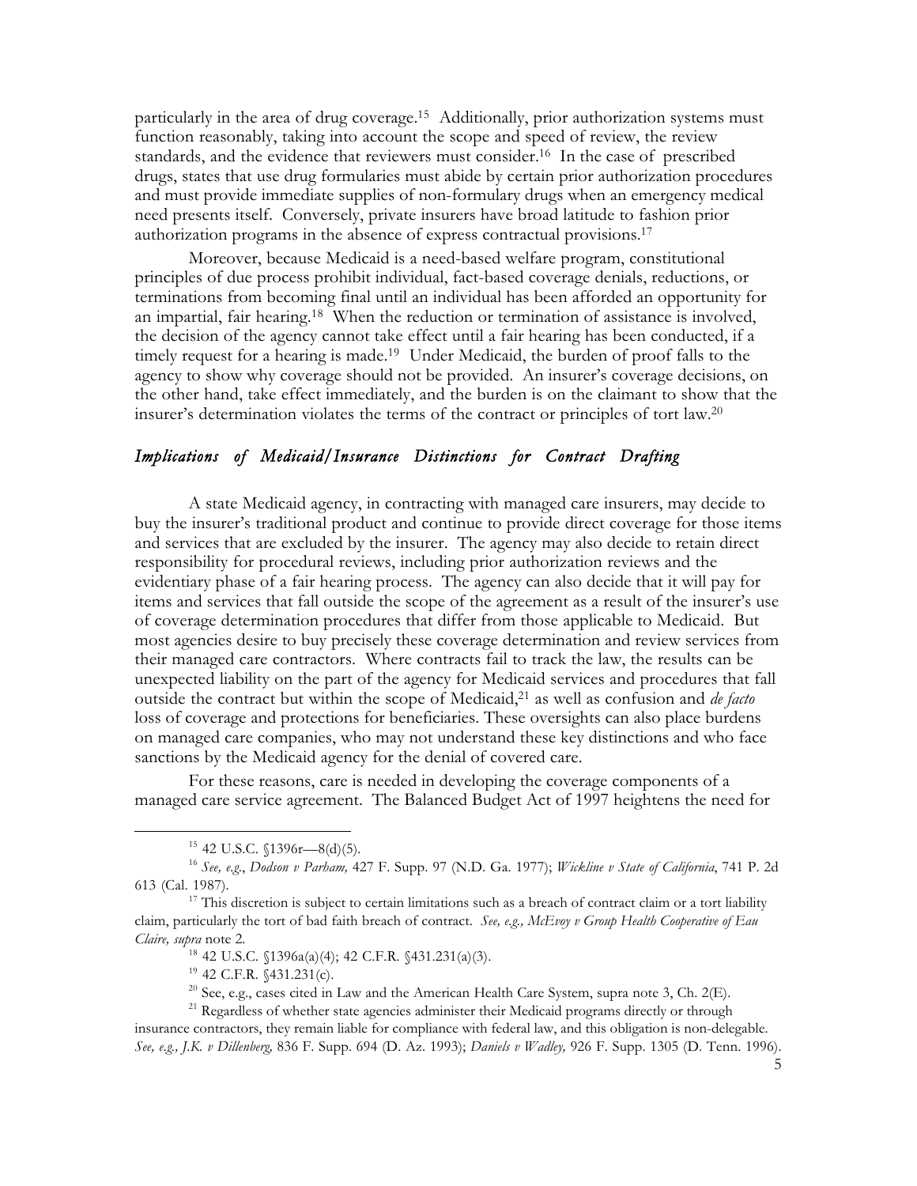particularly in the area of drug coverage.[15] Additionally, prior authorization systems must function reasonably, taking into account the scope and speed of review, the review standards, and the evidence that reviewers must consider.[16] In the case of prescribed drugs, states that use drug formularies must abide by certain prior authorization procedures and must provide immediate supplies of non-formulary drugs when an emergency medical need presents itself. Conversely, private insurers have broad latitude to fashion prior authorization programs in the absence of express contractual provisions.[17]

Moreover, because Medicaid is a need-based welfare program, constitutional principles of due process prohibit individual, fact-based coverage denials, reductions, or terminations from becoming final until an individual has been afforded an opportunity for an impartial, fair hearing.[18] When the reduction or termination of assistance is involved, the decision of the agency cannot take effect until a fair hearing has been conducted, if a timely request for a hearing is made.[19] Under Medicaid, the burden of proof falls to the agency to show why coverage should not be provided. An insurer's coverage decisions, on the other hand, take effect immediately, and the burden is on the claimant to show that the insurer's determination violates the terms of the contract or principles of tort law.[20]

### *Implications of Medicaid/Insurance Distinctions for Contract Drafting*

A state Medicaid agency, in contracting with managed care insurers, may decide to buy the insurer's traditional product and continue to provide direct coverage for those items and services that are excluded by the insurer. The agency may also decide to retain direct responsibility for procedural reviews, including prior authorization reviews and the evidentiary phase of a fair hearing process. The agency can also decide that it will pay for items and services that fall outside the scope of the agreement as a result of the insurer's use of coverage determination procedures that differ from those applicable to Medicaid. But most agencies desire to buy precisely these coverage determination and review services from their managed care contractors. Where contracts fail to track the law, the results can be unexpected liability on the part of the agency for Medicaid services and procedures that fall outside the contract but within the scope of Medicaid,[21] as well as confusion and *de facto* loss of coverage and protections for beneficiaries. These oversights can also place burdens on managed care companies, who may not understand these key distinctions and who face sanctions by the Medicaid agency for the denial of covered care.

For these reasons, care is needed in developing the coverage components of a managed care service agreement. The Balanced Budget Act of 1997 heightens the need for

---

[15] 42 U.S.C. §1396r—8(d)(5).

[16] *See, e.g.*, *Dodson v Parham,* 427 F. Supp. 97 (N.D. Ga. 1977); *Wickline v State of California*, 741 P. 2d 613 (Cal. 1987).

[17] This discretion is subject to certain limitations such as a breach of contract claim or a tort liability claim, particularly the tort of bad faith breach of contract. *See, e.g., McEvoy v Group Health Cooperative of Eau Claire, supra* note 2.

[18] 42 U.S.C. §1396a(a)(4); 42 C.F.R. §431.231(a)(3).

[19] 42 C.F.R. §431.231(c).

[20] See, e.g., cases cited in Law and the American Health Care System, supra note 3, Ch. 2(E).

[21] Regardless of whether state agencies administer their Medicaid programs directly or through insurance contractors, they remain liable for compliance with federal law, and this obligation is non-delegable. *See, e.g., J.K. v Dillenberg,* 836 F. Supp. 694 (D. Az. 1993); *Daniels v Wadley,* 926 F. Supp. 1305 (D. Tenn. 1996).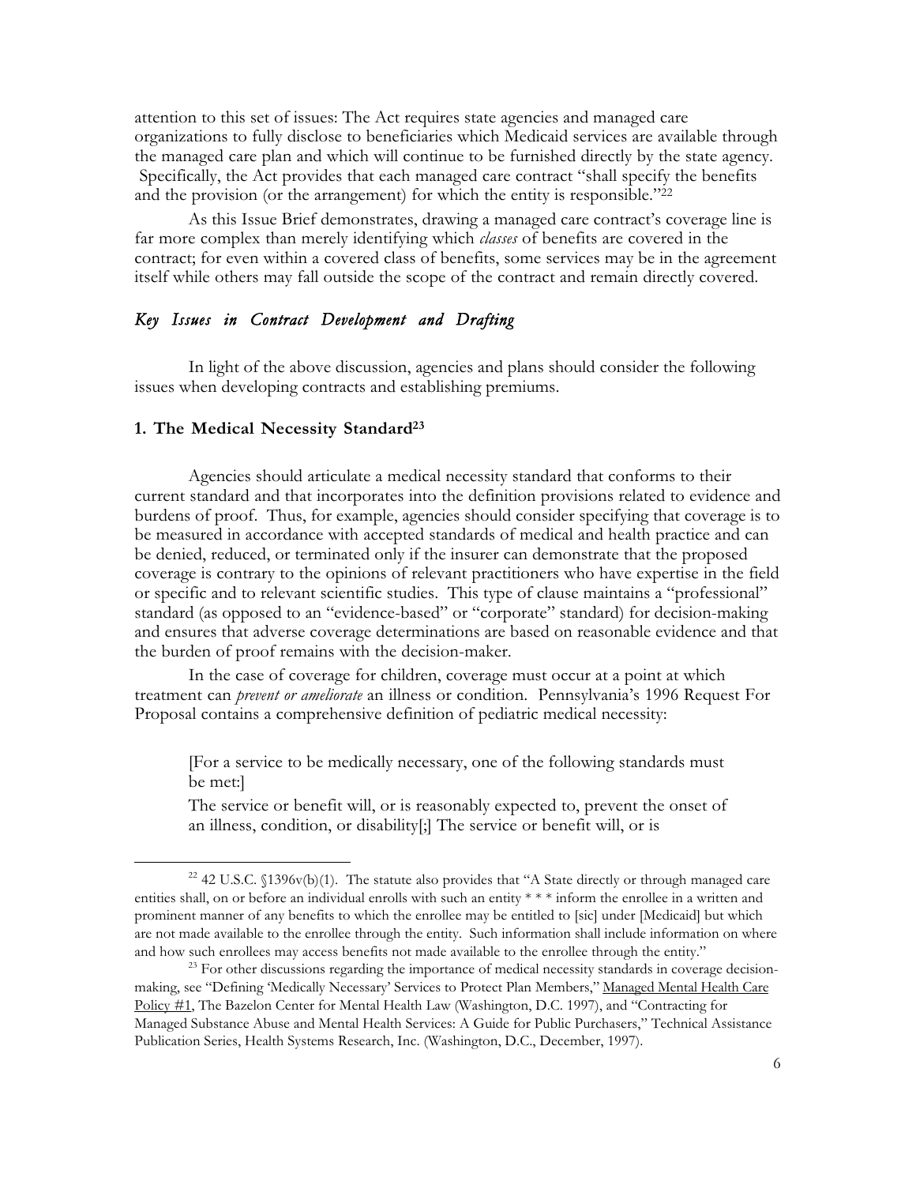attention to this set of issues: The Act requires state agencies and managed care organizations to fully disclose to beneficiaries which Medicaid services are available through the managed care plan and which will continue to be furnished directly by the state agency. Specifically, the Act provides that each managed care contract "shall specify the benefits and the provision (or the arrangement) for which the entity is responsible."[22]

As this Issue Brief demonstrates, drawing a managed care contract's coverage line is far more complex than merely identifying which *classes* of benefits are covered in the contract; for even within a covered class of benefits, some services may be in the agreement itself while others may fall outside the scope of the contract and remain directly covered.

## *Key Issues in Contract Development and Drafting*

In light of the above discussion, agencies and plans should consider the following issues when developing contracts and establishing premiums.

### 1. The Medical Necessity Standard[23]

Agencies should articulate a medical necessity standard that conforms to their current standard and that incorporates into the definition provisions related to evidence and burdens of proof. Thus, for example, agencies should consider specifying that coverage is to be measured in accordance with accepted standards of medical and health practice and can be denied, reduced, or terminated only if the insurer can demonstrate that the proposed coverage is contrary to the opinions of relevant practitioners who have expertise in the field or specific and to relevant scientific studies. This type of clause maintains a "professional" standard (as opposed to an "evidence-based" or "corporate" standard) for decision-making and ensures that adverse coverage determinations are based on reasonable evidence and that the burden of proof remains with the decision-maker.

In the case of coverage for children, coverage must occur at a point at which treatment can *prevent or ameliorate* an illness or condition. Pennsylvania's 1996 Request For Proposal contains a comprehensive definition of pediatric medical necessity:

> [For a service to be medically necessary, one of the following standards must be met:]
>
> The service or benefit will, or is reasonably expected to, prevent the onset of an illness, condition, or disability[;] The service or benefit will, or is

---

[22] 42 U.S.C. §1396v(b)(1). The statute also provides that "A State directly or through managed care entities shall, on or before an individual enrolls with such an entity * * * inform the enrollee in a written and prominent manner of any benefits to which the enrollee may be entitled to [sic] under [Medicaid] but which are not made available to the enrollee through the entity. Such information shall include information on where and how such enrollees may access benefits not made available to the enrollee through the entity."

[23] For other discussions regarding the importance of medical necessity standards in coverage decision-making, see "Defining 'Medically Necessary' Services to Protect Plan Members," Managed Mental Health Care Policy #1, The Bazelon Center for Mental Health Law (Washington, D.C. 1997), and "Contracting for Managed Substance Abuse and Mental Health Services: A Guide for Public Purchasers," Technical Assistance Publication Series, Health Systems Research, Inc. (Washington, D.C., December, 1997).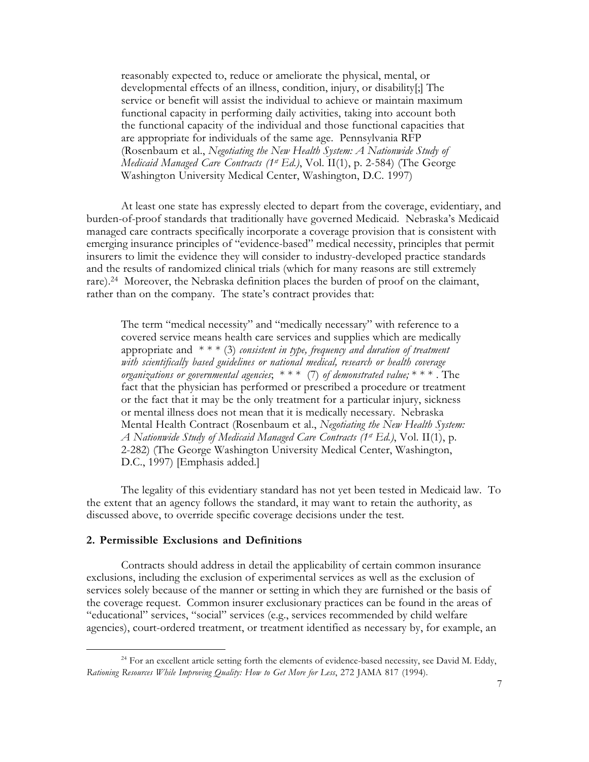> reasonably expected to, reduce or ameliorate the physical, mental, or developmental effects of an illness, condition, injury, or disability[;] The service or benefit will assist the individual to achieve or maintain maximum functional capacity in performing daily activities, taking into account both the functional capacity of the individual and those functional capacities that are appropriate for individuals of the same age. Pennsylvania RFP (Rosenbaum et al., *Negotiating the New Health System: A Nationwide Study of Medicaid Managed Care Contracts (1st Ed.)*, Vol. II(1), p. 2-584) (The George Washington University Medical Center, Washington, D.C. 1997)

At least one state has expressly elected to depart from the coverage, evidentiary, and burden-of-proof standards that traditionally have governed Medicaid. Nebraska's Medicaid managed care contracts specifically incorporate a coverage provision that is consistent with emerging insurance principles of "evidence-based" medical necessity, principles that permit insurers to limit the evidence they will consider to industry-developed practice standards and the results of randomized clinical trials (which for many reasons are still extremely rare).[24] Moreover, the Nebraska definition places the burden of proof on the claimant, rather than on the company. The state's contract provides that:

> The term "medical necessity" and "medically necessary" with reference to a covered service means health care services and supplies which are medically appropriate and * * * (3) *consistent in type, frequency and duration of treatment with scientifically based guidelines or national medical, research or health coverage organizations or governmental agencies*; * * * (7) *of demonstrated value;* * * * . The fact that the physician has performed or prescribed a procedure or treatment or the fact that it may be the only treatment for a particular injury, sickness or mental illness does not mean that it is medically necessary. Nebraska Mental Health Contract (Rosenbaum et al., *Negotiating the New Health System: A Nationwide Study of Medicaid Managed Care Contracts (1st Ed.)*, Vol. II(1), p. 2-282) (The George Washington University Medical Center, Washington, D.C., 1997) [Emphasis added.]

The legality of this evidentiary standard has not yet been tested in Medicaid law. To the extent that an agency follows the standard, it may want to retain the authority, as discussed above, to override specific coverage decisions under the test.

### 2. Permissible Exclusions and Definitions

Contracts should address in detail the applicability of certain common insurance exclusions, including the exclusion of experimental services as well as the exclusion of services solely because of the manner or setting in which they are furnished or the basis of the coverage request. Common insurer exclusionary practices can be found in the areas of "educational" services, "social" services (e.g., services recommended by child welfare agencies), court-ordered treatment, or treatment identified as necessary by, for example, an

[24] For an excellent article setting forth the elements of evidence-based necessity, see David M. Eddy, *Rationing Resources While Improving Quality: How to Get More for Less*, 272 JAMA 817 (1994).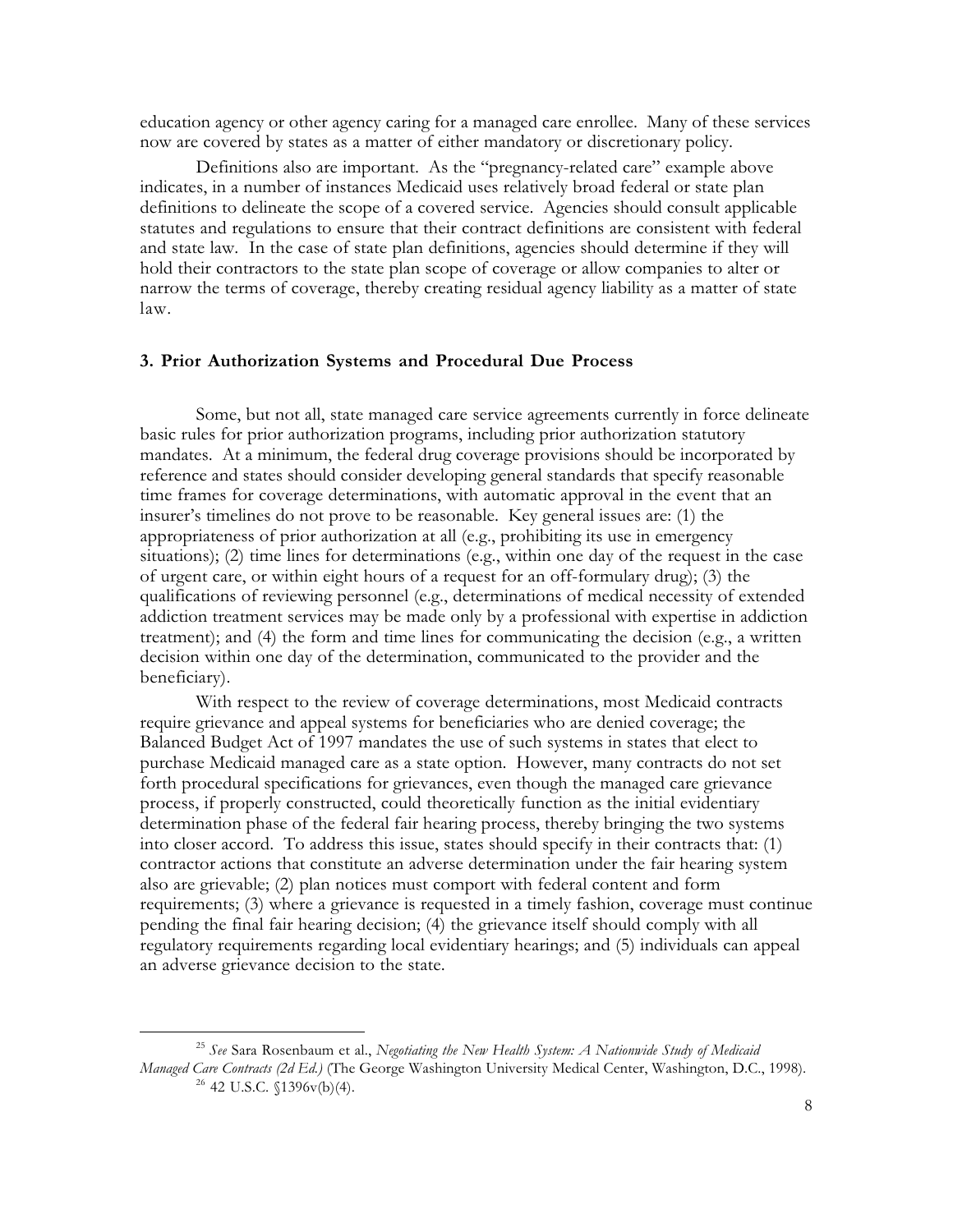education agency or other agency caring for a managed care enrollee. Many of these services now are covered by states as a matter of either mandatory or discretionary policy.

Definitions also are important. As the "pregnancy-related care" example above indicates, in a number of instances Medicaid uses relatively broad federal or state plan definitions to delineate the scope of a covered service. Agencies should consult applicable statutes and regulations to ensure that their contract definitions are consistent with federal and state law. In the case of state plan definitions, agencies should determine if they will hold their contractors to the state plan scope of coverage or allow companies to alter or narrow the terms of coverage, thereby creating residual agency liability as a matter of state law.

### 3. Prior Authorization Systems and Procedural Due Process

Some, but not all, state managed care service agreements currently in force delineate basic rules for prior authorization programs, including prior authorization statutory mandates. At a minimum, the federal drug coverage provisions should be incorporated by reference and states should consider developing general standards that specify reasonable time frames for coverage determinations, with automatic approval in the event that an insurer's timelines do not prove to be reasonable. Key general issues are: (1) the appropriateness of prior authorization at all (e.g., prohibiting its use in emergency situations); (2) time lines for determinations (e.g., within one day of the request in the case of urgent care, or within eight hours of a request for an off-formulary drug); (3) the qualifications of reviewing personnel (e.g., determinations of medical necessity of extended addiction treatment services may be made only by a professional with expertise in addiction treatment); and (4) the form and time lines for communicating the decision (e.g., a written decision within one day of the determination, communicated to the provider and the beneficiary).

With respect to the review of coverage determinations, most Medicaid contracts require grievance and appeal systems for beneficiaries who are denied coverage; the Balanced Budget Act of 1997 mandates the use of such systems in states that elect to purchase Medicaid managed care as a state option. However, many contracts do not set forth procedural specifications for grievances, even though the managed care grievance process, if properly constructed, could theoretically function as the initial evidentiary determination phase of the federal fair hearing process, thereby bringing the two systems into closer accord. To address this issue, states should specify in their contracts that: (1) contractor actions that constitute an adverse determination under the fair hearing system also are grievable; (2) plan notices must comport with federal content and form requirements; (3) where a grievance is requested in a timely fashion, coverage must continue pending the final fair hearing decision; (4) the grievance itself should comply with all regulatory requirements regarding local evidentiary hearings; and (5) individuals can appeal an adverse grievance decision to the state.

---

[25] *See* Sara Rosenbaum et al., *Negotiating the New Health System: A Nationwide Study of Medicaid Managed Care Contracts (2d Ed.)* (The George Washington University Medical Center, Washington, D.C., 1998).

[26] 42 U.S.C. §1396v(b)(4).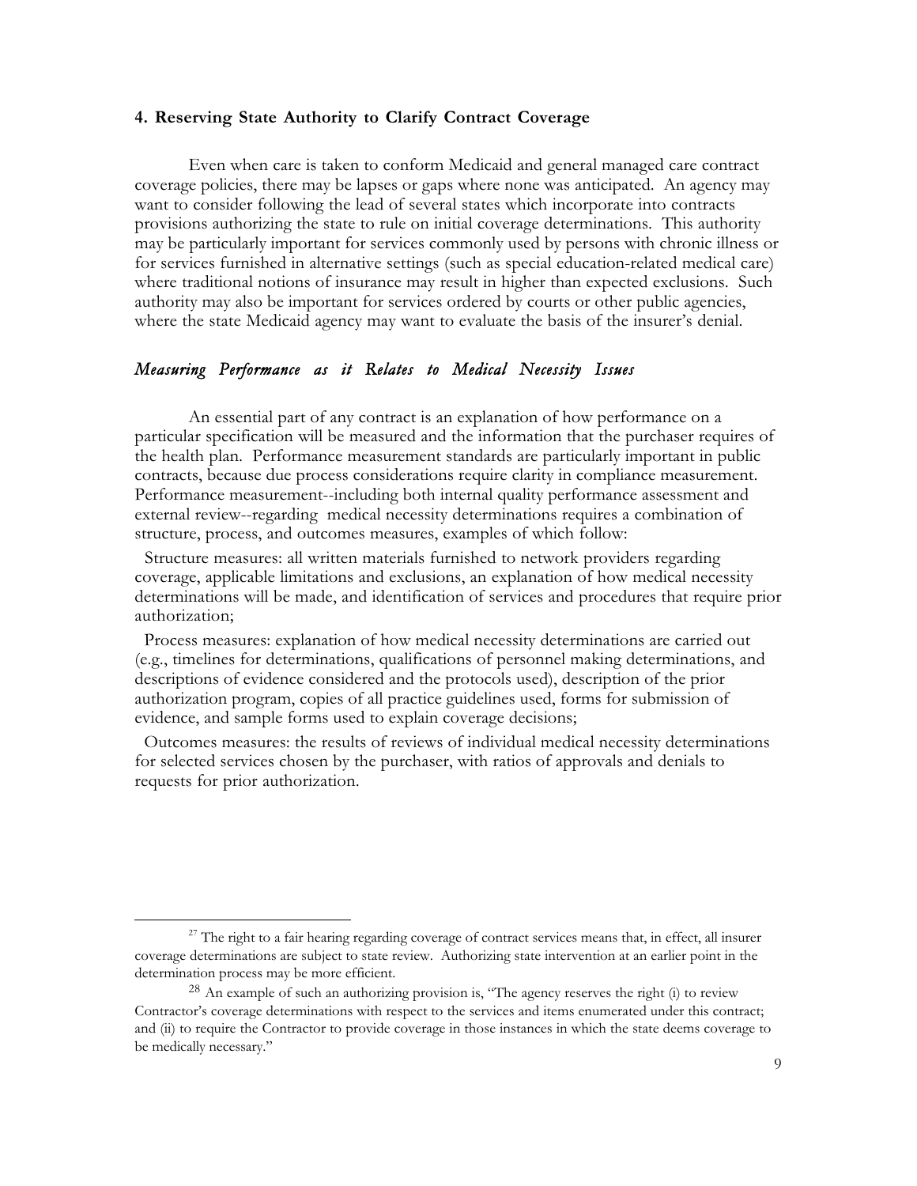### 4. Reserving State Authority to Clarify Contract Coverage

Even when care is taken to conform Medicaid and general managed care contract coverage policies, there may be lapses or gaps where none was anticipated. An agency may want to consider following the lead of several states which incorporate into contracts provisions authorizing the state to rule on initial coverage determinations. This authority may be particularly important for services commonly used by persons with chronic illness or for services furnished in alternative settings (such as special education-related medical care) where traditional notions of insurance may result in higher than expected exclusions. Such authority may also be important for services ordered by courts or other public agencies, where the state Medicaid agency may want to evaluate the basis of the insurer's denial.

## *Measuring Performance as it Relates to Medical Necessity Issues*

An essential part of any contract is an explanation of how performance on a particular specification will be measured and the information that the purchaser requires of the health plan. Performance measurement standards are particularly important in public contracts, because due process considerations require clarity in compliance measurement. Performance measurement--including both internal quality performance assessment and external review--regarding medical necessity determinations requires a combination of structure, process, and outcomes measures, examples of which follow:

Structure measures: all written materials furnished to network providers regarding coverage, applicable limitations and exclusions, an explanation of how medical necessity determinations will be made, and identification of services and procedures that require prior authorization;

Process measures: explanation of how medical necessity determinations are carried out (e.g., timelines for determinations, qualifications of personnel making determinations, and descriptions of evidence considered and the protocols used), description of the prior authorization program, copies of all practice guidelines used, forms for submission of evidence, and sample forms used to explain coverage decisions;

Outcomes measures: the results of reviews of individual medical necessity determinations for selected services chosen by the purchaser, with ratios of approvals and denials to requests for prior authorization.

---

[27] The right to a fair hearing regarding coverage of contract services means that, in effect, all insurer coverage determinations are subject to state review. Authorizing state intervention at an earlier point in the determination process may be more efficient.

[28] An example of such an authorizing provision is, "The agency reserves the right (i) to review Contractor's coverage determinations with respect to the services and items enumerated under this contract; and (ii) to require the Contractor to provide coverage in those instances in which the state deems coverage to be medically necessary."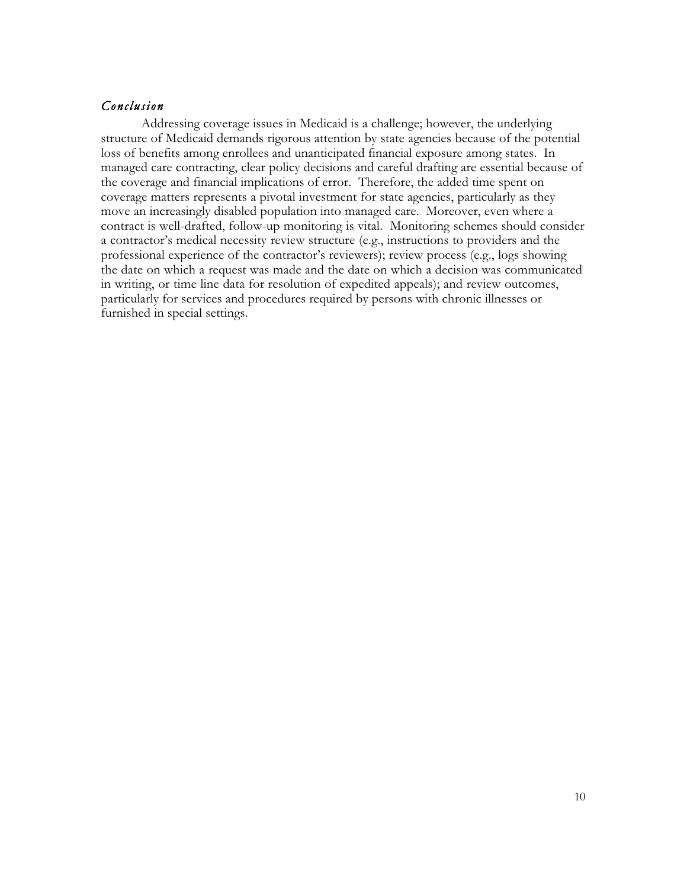### *Conclusion*

Addressing coverage issues in Medicaid is a challenge; however, the underlying structure of Medicaid demands rigorous attention by state agencies because of the potential loss of benefits among enrollees and unanticipated financial exposure among states. In managed care contracting, clear policy decisions and careful drafting are essential because of the coverage and financial implications of error. Therefore, the added time spent on coverage matters represents a pivotal investment for state agencies, particularly as they move an increasingly disabled population into managed care. Moreover, even where a contract is well-drafted, follow-up monitoring is vital. Monitoring schemes should consider a contractor's medical necessity review structure (e.g., instructions to providers and the professional experience of the contractor's reviewers); review process (e.g., logs showing the date on which a request was made and the date on which a decision was communicated in writing, or time line data for resolution of expedited appeals); and review outcomes, particularly for services and procedures required by persons with chronic illnesses or furnished in special settings.